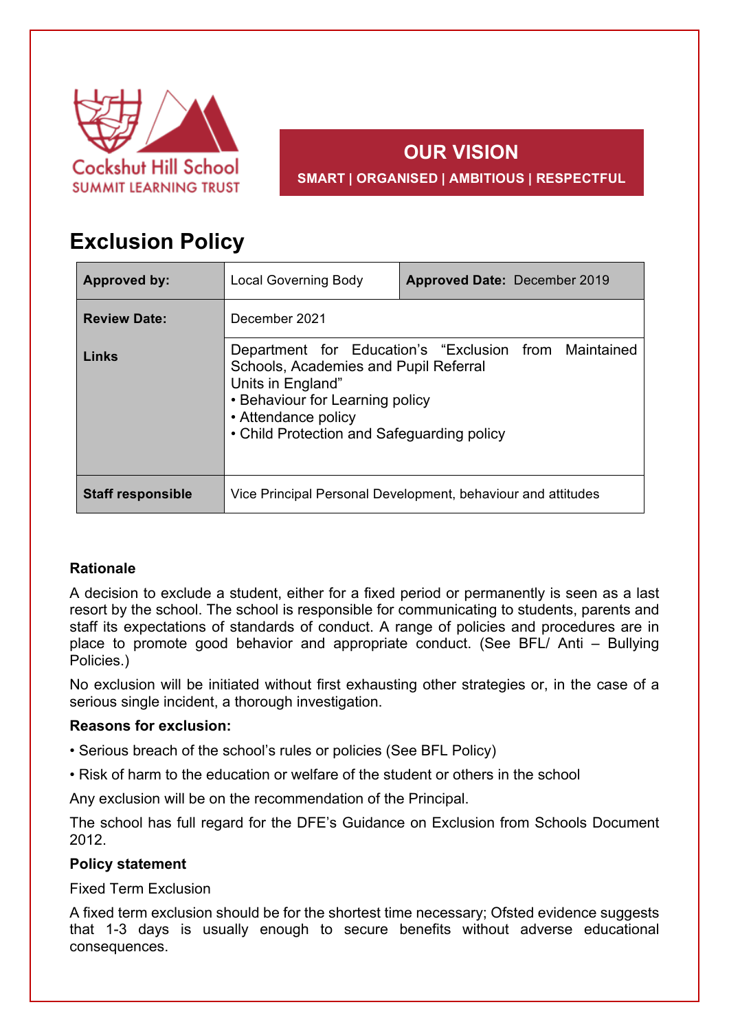Cockshut Hill School
SUMMIT LEARNING TRUST

**OUR VISION**

**SMART | ORGANISED | AMBITIOUS | RESPECTFUL**

# Exclusion Policy

| **Approved by:** | Local Governing Body | **Approved Date:** December 2019 |
|---|---|---|
| **Review Date:** | December 2021 | |
| **Links** | Department for Education's "Exclusion from Maintained Schools, Academies and Pupil Referral Units in England"<br>• Behaviour for Learning policy<br>• Attendance policy<br>• Child Protection and Safeguarding policy | |
| **Staff responsible** | Vice Principal Personal Development, behaviour and attitudes | |

**Rationale**

A decision to exclude a student, either for a fixed period or permanently is seen as a last resort by the school. The school is responsible for communicating to students, parents and staff its expectations of standards of conduct. A range of policies and procedures are in place to promote good behavior and appropriate conduct. (See BFL/ Anti – Bullying Policies.)

No exclusion will be initiated without first exhausting other strategies or, in the case of a serious single incident, a thorough investigation.

**Reasons for exclusion:**

• Serious breach of the school's rules or policies (See BFL Policy)

• Risk of harm to the education or welfare of the student or others in the school

Any exclusion will be on the recommendation of the Principal.

The school has full regard for the DFE's Guidance on Exclusion from Schools Document 2012.

**Policy statement**

Fixed Term Exclusion

A fixed term exclusion should be for the shortest time necessary; Ofsted evidence suggests that 1-3 days is usually enough to secure benefits without adverse educational consequences.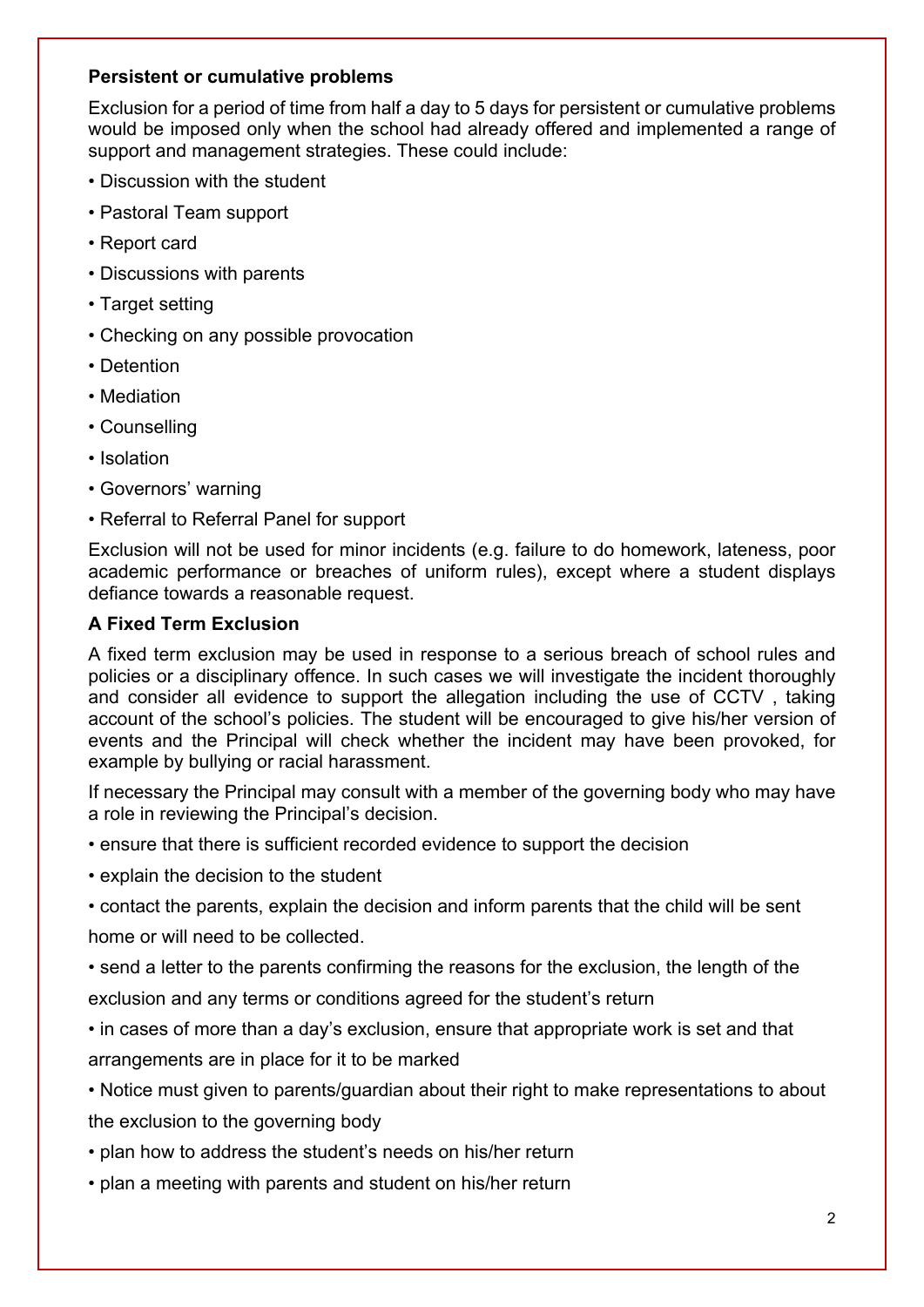**Persistent or cumulative problems**

Exclusion for a period of time from half a day to 5 days for persistent or cumulative problems would be imposed only when the school had already offered and implemented a range of support and management strategies. These could include:

- Discussion with the student
- Pastoral Team support
- Report card
- Discussions with parents
- Target setting
- Checking on any possible provocation
- Detention
- Mediation
- Counselling
- Isolation
- Governors' warning
- Referral to Referral Panel for support

Exclusion will not be used for minor incidents (e.g. failure to do homework, lateness, poor academic performance or breaches of uniform rules), except where a student displays defiance towards a reasonable request.

**A Fixed Term Exclusion**

A fixed term exclusion may be used in response to a serious breach of school rules and policies or a disciplinary offence. In such cases we will investigate the incident thoroughly and consider all evidence to support the allegation including the use of CCTV , taking account of the school's policies. The student will be encouraged to give his/her version of events and the Principal will check whether the incident may have been provoked, for example by bullying or racial harassment.

If necessary the Principal may consult with a member of the governing body who may have a role in reviewing the Principal's decision.

- ensure that there is sufficient recorded evidence to support the decision
- explain the decision to the student
- contact the parents, explain the decision and inform parents that the child will be sent home or will need to be collected.
- send a letter to the parents confirming the reasons for the exclusion, the length of the exclusion and any terms or conditions agreed for the student's return
- in cases of more than a day's exclusion, ensure that appropriate work is set and that arrangements are in place for it to be marked
- Notice must given to parents/guardian about their right to make representations to about the exclusion to the governing body
- plan how to address the student's needs on his/her return
- plan a meeting with parents and student on his/her return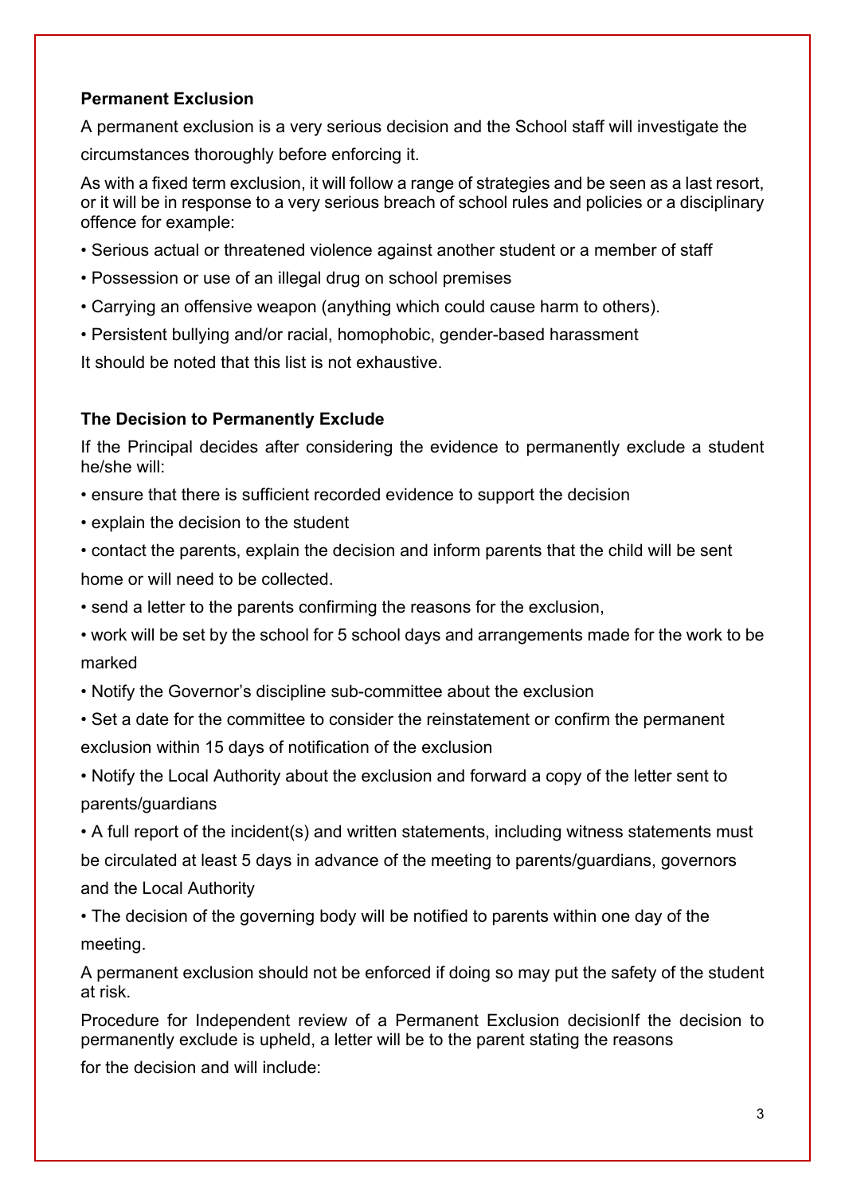**Permanent Exclusion**

A permanent exclusion is a very serious decision and the School staff will investigate the circumstances thoroughly before enforcing it.

As with a fixed term exclusion, it will follow a range of strategies and be seen as a last resort, or it will be in response to a very serious breach of school rules and policies or a disciplinary offence for example:

- Serious actual or threatened violence against another student or a member of staff
- Possession or use of an illegal drug on school premises
- Carrying an offensive weapon (anything which could cause harm to others).
- Persistent bullying and/or racial, homophobic, gender-based harassment

It should be noted that this list is not exhaustive.

**The Decision to Permanently Exclude**

If the Principal decides after considering the evidence to permanently exclude a student he/she will:

- ensure that there is sufficient recorded evidence to support the decision
- explain the decision to the student
- contact the parents, explain the decision and inform parents that the child will be sent home or will need to be collected.
- send a letter to the parents confirming the reasons for the exclusion,
- work will be set by the school for 5 school days and arrangements made for the work to be marked
- Notify the Governor's discipline sub-committee about the exclusion
- Set a date for the committee to consider the reinstatement or confirm the permanent exclusion within 15 days of notification of the exclusion
- Notify the Local Authority about the exclusion and forward a copy of the letter sent to parents/guardians
- A full report of the incident(s) and written statements, including witness statements must be circulated at least 5 days in advance of the meeting to parents/guardians, governors and the Local Authority
- The decision of the governing body will be notified to parents within one day of the meeting.

A permanent exclusion should not be enforced if doing so may put the safety of the student at risk.

Procedure for Independent review of a Permanent Exclusion decisionIf the decision to permanently exclude is upheld, a letter will be to the parent stating the reasons for the decision and will include: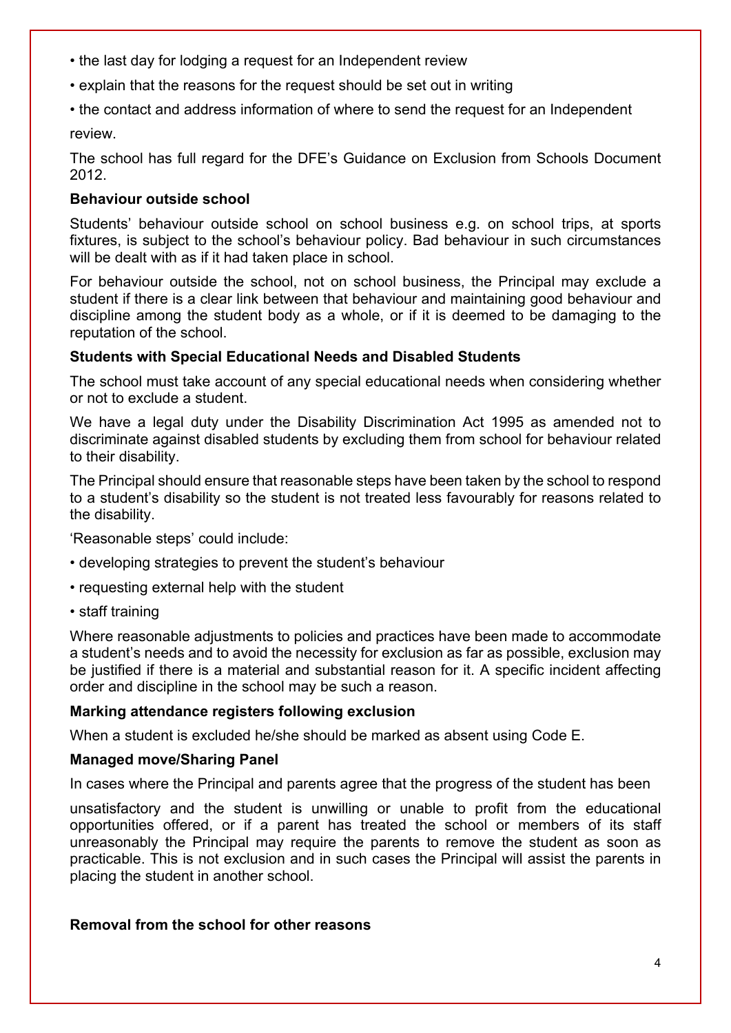- the last day for lodging a request for an Independent review
- explain that the reasons for the request should be set out in writing
- the contact and address information of where to send the request for an Independent review.

The school has full regard for the DFE's Guidance on Exclusion from Schools Document 2012.

**Behaviour outside school**

Students' behaviour outside school on school business e.g. on school trips, at sports fixtures, is subject to the school's behaviour policy. Bad behaviour in such circumstances will be dealt with as if it had taken place in school.

For behaviour outside the school, not on school business, the Principal may exclude a student if there is a clear link between that behaviour and maintaining good behaviour and discipline among the student body as a whole, or if it is deemed to be damaging to the reputation of the school.

**Students with Special Educational Needs and Disabled Students**

The school must take account of any special educational needs when considering whether or not to exclude a student.

We have a legal duty under the Disability Discrimination Act 1995 as amended not to discriminate against disabled students by excluding them from school for behaviour related to their disability.

The Principal should ensure that reasonable steps have been taken by the school to respond to a student's disability so the student is not treated less favourably for reasons related to the disability.

'Reasonable steps' could include:

- developing strategies to prevent the student's behaviour
- requesting external help with the student
- staff training

Where reasonable adjustments to policies and practices have been made to accommodate a student's needs and to avoid the necessity for exclusion as far as possible, exclusion may be justified if there is a material and substantial reason for it. A specific incident affecting order and discipline in the school may be such a reason.

**Marking attendance registers following exclusion**

When a student is excluded he/she should be marked as absent using Code E.

**Managed move/Sharing Panel**

In cases where the Principal and parents agree that the progress of the student has been unsatisfactory and the student is unwilling or unable to profit from the educational opportunities offered, or if a parent has treated the school or members of its staff unreasonably the Principal may require the parents to remove the student as soon as practicable. This is not exclusion and in such cases the Principal will assist the parents in placing the student in another school.

**Removal from the school for other reasons**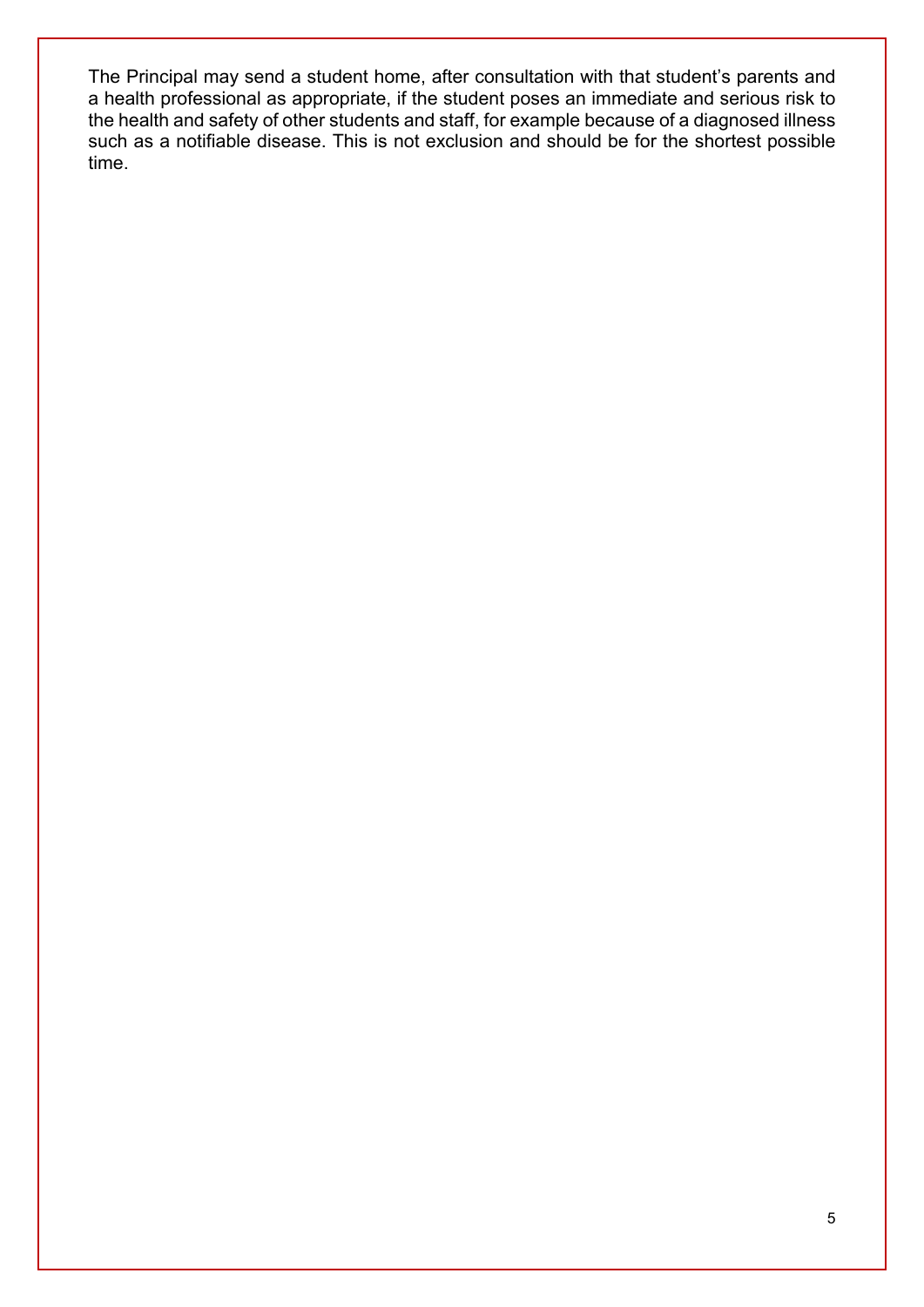The Principal may send a student home, after consultation with that student's parents and a health professional as appropriate, if the student poses an immediate and serious risk to the health and safety of other students and staff, for example because of a diagnosed illness such as a notifiable disease. This is not exclusion and should be for the shortest possible time.